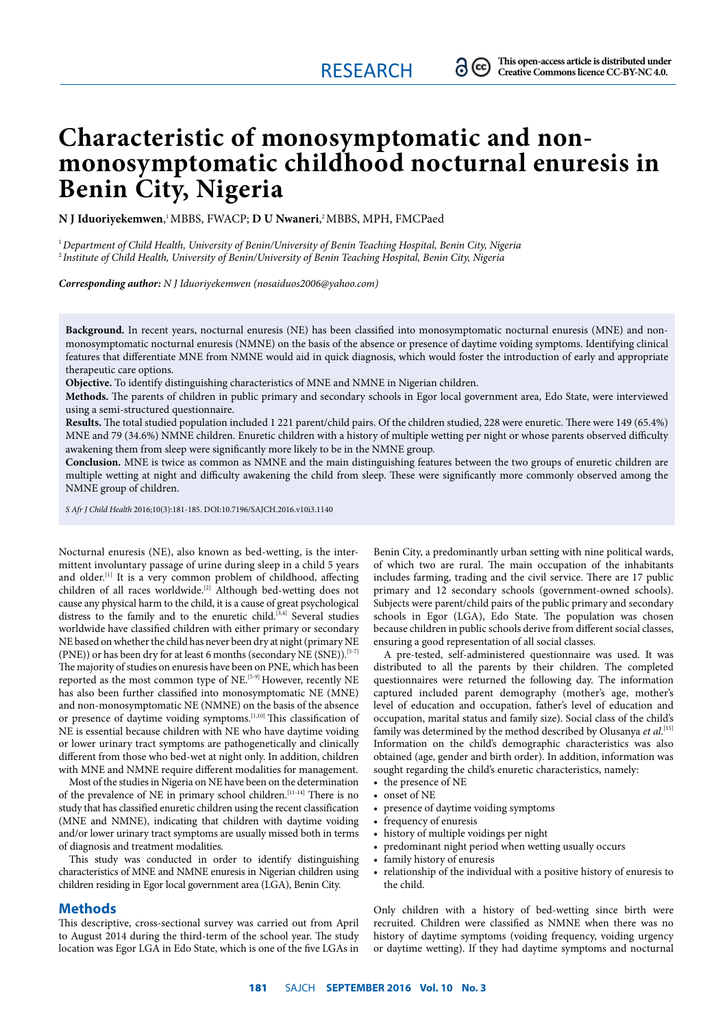RESEARCH

This open-access article is distributed under Creative Commons licence CC-BY-NC 4.0.

# Characteristic of monosymptomatic and non-monosymptomatic childhood nocturnal enuresis in Benin City, Nigeria

**N J Iduoriyekemwen**,[1] MBBS, FWACP; **D U Nwaneri**,[2] MBBS, MPH, FMCPaed

[1] *Department of Child Health, University of Benin/University of Benin Teaching Hospital, Benin City, Nigeria*
[2] *Institute of Child Health, University of Benin/University of Benin Teaching Hospital, Benin City, Nigeria*

***Corresponding author:*** *N J Iduoriyekemwen (nosaiduos2006@yahoo.com)*

**Background.** In recent years, nocturnal enuresis (NE) has been classified into monosymptomatic nocturnal enuresis (MNE) and non-monosymptomatic nocturnal enuresis (NMNE) on the basis of the absence or presence of daytime voiding symptoms. Identifying clinical features that differentiate MNE from NMNE would aid in quick diagnosis, which would foster the introduction of early and appropriate therapeutic care options.

**Objective.** To identify distinguishing characteristics of MNE and NMNE in Nigerian children.

**Methods.** The parents of children in public primary and secondary schools in Egor local government area, Edo State, were interviewed using a semi-structured questionnaire.

**Results.** The total studied population included 1 221 parent/child pairs. Of the children studied, 228 were enuretic. There were 149 (65.4%) MNE and 79 (34.6%) NMNE children. Enuretic children with a history of multiple wetting per night or whose parents observed difficulty awakening them from sleep were significantly more likely to be in the NMNE group.

**Conclusion.** MNE is twice as common as NMNE and the main distinguishing features between the two groups of enuretic children are multiple wetting at night and difficulty awakening the child from sleep. These were significantly more commonly observed among the NMNE group of children.

*S Afr J Child Health* 2016;10(3):181-185. DOI:10.7196/SAJCH.2016.v10i3.1140

Nocturnal enuresis (NE), also known as bed-wetting, is the intermittent involuntary passage of urine during sleep in a child 5 years and older.[1] It is a very common problem of childhood, affecting children of all races worldwide.[2] Although bed-wetting does not cause any physical harm to the child, it is a cause of great psychological distress to the family and to the enuretic child.[3,4] Several studies worldwide have classified children with either primary or secondary NE based on whether the child has never been dry at night (primary NE (PNE)) or has been dry for at least 6 months (secondary NE (SNE)).[5-7] The majority of studies on enuresis have been on PNE, which has been reported as the most common type of NE.[5-9] However, recently NE has also been further classified into monosymptomatic NE (MNE) and non-monosymptomatic NE (NMNE) on the basis of the absence or presence of daytime voiding symptoms.[1,10] This classification of NE is essential because children with NE who have daytime voiding or lower urinary tract symptoms are pathogenetically and clinically different from those who bed-wet at night only. In addition, children with MNE and NMNE require different modalities for management.

Most of the studies in Nigeria on NE have been on the determination of the prevalence of NE in primary school children.[11-14] There is no study that has classified enuretic children using the recent classification (MNE and NMNE), indicating that children with daytime voiding and/or lower urinary tract symptoms are usually missed both in terms of diagnosis and treatment modalities.

This study was conducted in order to identify distinguishing characteristics of MNE and NMNE enuresis in Nigerian children using children residing in Egor local government area (LGA), Benin City.

## Methods

This descriptive, cross-sectional survey was carried out from April to August 2014 during the third-term of the school year. The study location was Egor LGA in Edo State, which is one of the five LGAs in Benin City, a predominantly urban setting with nine political wards, of which two are rural. The main occupation of the inhabitants includes farming, trading and the civil service. There are 17 public primary and 12 secondary schools (government-owned schools). Subjects were parent/child pairs of the public primary and secondary schools in Egor (LGA), Edo State. The population was chosen because children in public schools derive from different social classes, ensuring a good representation of all social classes.

A pre-tested, self-administered questionnaire was used. It was distributed to all the parents by their children. The completed questionnaires were returned the following day. The information captured included parent demography (mother's age, mother's level of education and occupation, father's level of education and occupation, marital status and family size). Social class of the child's family was determined by the method described by Olusanya *et al.*[15] Information on the child's demographic characteristics was also obtained (age, gender and birth order). In addition, information was sought regarding the child's enuretic characteristics, namely:

- the presence of NE
- onset of NE
- presence of daytime voiding symptoms
- frequency of enuresis
- history of multiple voidings per night
- predominant night period when wetting usually occurs
- family history of enuresis
- relationship of the individual with a positive history of enuresis to the child.

Only children with a history of bed-wetting since birth were recruited. Children were classified as NMNE when there was no history of daytime symptoms (voiding frequency, voiding urgency or daytime wetting). If they had daytime symptoms and nocturnal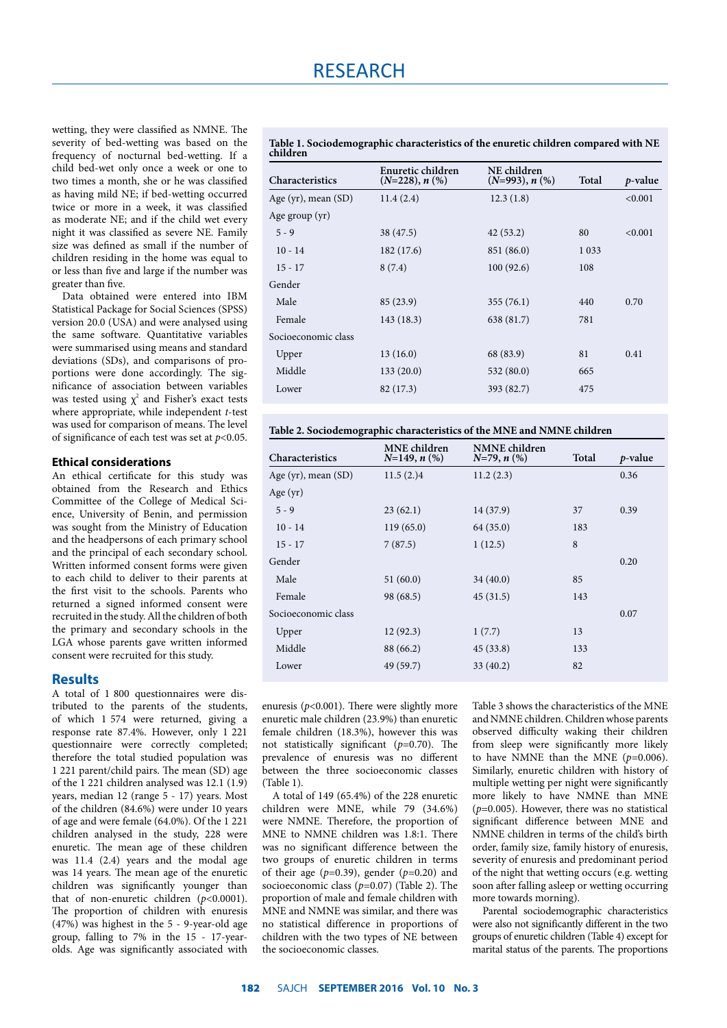wetting, they were classified as NMNE. The severity of bed-wetting was based on the frequency of nocturnal bed-wetting. If a child bed-wet only once a week or one to two times a month, she or he was classified as having mild NE; if bed-wetting occurred twice or more in a week, it was classified as moderate NE; and if the child wet every night it was classified as severe NE. Family size was defined as small if the number of children residing in the home was equal to or less than five and large if the number was greater than five.

Data obtained were entered into IBM Statistical Package for Social Sciences (SPSS) version 20.0 (USA) and were analysed using the same software. Quantitative variables were summarised using means and standard deviations (SDs), and comparisons of proportions were done accordingly. The significance of association between variables was tested using $\chi^2$ and Fisher's exact tests where appropriate, while independent *t*-test was used for comparison of means. The level of significance of each test was set at $p<0.05$.

### Ethical considerations

An ethical certificate for this study was obtained from the Research and Ethics Committee of the College of Medical Science, University of Benin, and permission was sought from the Ministry of Education and the headpersons of each primary school and the principal of each secondary school. Written informed consent forms were given to each child to deliver to their parents at the first visit to the schools. Parents who returned a signed informed consent were recruited in the study. All the children of both the primary and secondary schools in the LGA whose parents gave written informed consent were recruited for this study.

## Results

A total of 1 800 questionnaires were distributed to the parents of the students, of which 1 574 were returned, giving a response rate 87.4%. However, only 1 221 questionnaire were correctly completed; therefore the total studied population was 1 221 parent/child pairs. The mean (SD) age of the 1 221 children analysed was 12.1 (1.9) years, median 12 (range 5 - 17) years. Most of the children (84.6%) were under 10 years of age and were female (64.0%). Of the 1 221 children analysed in the study, 228 were enuretic. The mean age of these children was 11.4 (2.4) years and the modal age was 14 years. The mean age of the enuretic children was significantly younger than that of non-enuretic children ($p<0.0001$). The proportion of children with enuresis (47%) was highest in the 5 - 9-year-old age group, falling to 7% in the 15 - 17-year-olds. Age was significantly associated with enuresis ($p<0.001$). There were slightly more enuretic male children (23.9%) than enuretic female children (18.3%), however this was not statistically significant ($p$=0.70). The prevalence of enuresis was no different between the three socioeconomic classes (Table 1).

**Table 1. Sociodemographic characteristics of the enuretic children compared with NE children**

| Characteristics | Enuretic children ($N$=228), $n$ (%) | NE children ($N$=993), $n$ (%) | Total | $p$-value |
|---|---|---|---|---|
| Age (yr), mean (SD) | 11.4 (2.4) | 12.3 (1.8) | | <0.001 |
| Age group (yr) | | | | |
| 5 - 9 | 38 (47.5) | 42 (53.2) | 80 | <0.001 |
| 10 - 14 | 182 (17.6) | 851 (86.0) | 1 033 | |
| 15 - 17 | 8 (7.4) | 100 (92.6) | 108 | |
| Gender | | | | |
| Male | 85 (23.9) | 355 (76.1) | 440 | 0.70 |
| Female | 143 (18.3) | 638 (81.7) | 781 | |
| Socioeconomic class | | | | |
| Upper | 13 (16.0) | 68 (83.9) | 81 | 0.41 |
| Middle | 133 (20.0) | 532 (80.0) | 665 | |
| Lower | 82 (17.3) | 393 (82.7) | 475 | |

**Table 2. Sociodemographic characteristics of the MNE and NMNE children**

| Characteristics | MNE children $N$=149, $n$ (%) | NMNE children $N$=79, $n$ (%) | Total | $p$-value |
|---|---|---|---|---|
| Age (yr), mean (SD) | 11.5 (2.)4 | 11.2 (2.3) | | 0.36 |
| Age (yr) | | | | |
| 5 - 9 | 23 (62.1) | 14 (37.9) | 37 | 0.39 |
| 10 - 14 | 119 (65.0) | 64 (35.0) | 183 | |
| 15 - 17 | 7 (87.5) | 1 (12.5) | 8 | |
| Gender | | | | 0.20 |
| Male | 51 (60.0) | 34 (40.0) | 85 | |
| Female | 98 (68.5) | 45 (31.5) | 143 | |
| Socioeconomic class | | | | 0.07 |
| Upper | 12 (92.3) | 1 (7.7) | 13 | |
| Middle | 88 (66.2) | 45 (33.8) | 133 | |
| Lower | 49 (59.7) | 33 (40.2) | 82 | |

A total of 149 (65.4%) of the 228 enuretic children were MNE, while 79 (34.6%) were NMNE. Therefore, the proportion of MNE to NMNE children was 1.8:1. There was no significant difference between the two groups of enuretic children in terms of their age ($p$=0.39), gender ($p$=0.20) and socioeconomic class ($p$=0.07) (Table 2). The proportion of male and female children with MNE and NMNE was similar, and there was no statistical difference in proportions of children with the two types of NE between the socioeconomic classes.

Table 3 shows the characteristics of the MNE and NMNE children. Children whose parents observed difficulty waking their children from sleep were significantly more likely to have NMNE than the MNE ($p$=0.006). Similarly, enuretic children with history of multiple wetting per night were significantly more likely to have NMNE than MNE ($p$=0.005). However, there was no statistical significant difference between MNE and NMNE children in terms of the child's birth order, family size, family history of enuresis, severity of enuresis and predominant period of the night that wetting occurs (e.g. wetting soon after falling asleep or wetting occurring more towards morning).

Parental sociodemographic characteristics were also not significantly different in the two groups of enuretic children (Table 4) except for marital status of the parents. The proportions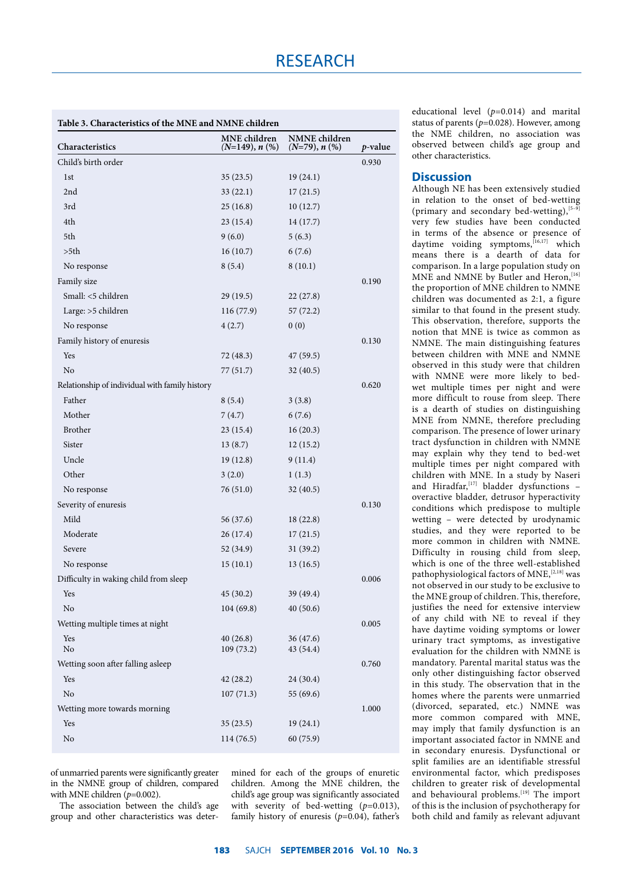**Table 3. Characteristics of the MNE and NMNE children**

| Characteristics | MNE children (*N*=149), *n* (%) | NMNE children (*N*=79), *n* (%) | *p*-value |
|---|---|---|---|
| Child's birth order | | | 0.930 |
| 1st | 35 (23.5) | 19 (24.1) | |
| 2nd | 33 (22.1) | 17 (21.5) | |
| 3rd | 25 (16.8) | 10 (12.7) | |
| 4th | 23 (15.4) | 14 (17.7) | |
| 5th | 9 (6.0) | 5 (6.3) | |
| >5th | 16 (10.7) | 6 (7.6) | |
| No response | 8 (5.4) | 8 (10.1) | |
| Family size | | | 0.190 |
| Small: <5 children | 29 (19.5) | 22 (27.8) | |
| Large: >5 children | 116 (77.9) | 57 (72.2) | |
| No response | 4 (2.7) | 0 (0) | |
| Family history of enuresis | | | 0.130 |
| Yes | 72 (48.3) | 47 (59.5) | |
| No | 77 (51.7) | 32 (40.5) | |
| Relationship of individual with family history | | | 0.620 |
| Father | 8 (5.4) | 3 (3.8) | |
| Mother | 7 (4.7) | 6 (7.6) | |
| Brother | 23 (15.4) | 16 (20.3) | |
| Sister | 13 (8.7) | 12 (15.2) | |
| Uncle | 19 (12.8) | 9 (11.4) | |
| Other | 3 (2.0) | 1 (1.3) | |
| No response | 76 (51.0) | 32 (40.5) | |
| Severity of enuresis | | | 0.130 |
| Mild | 56 (37.6) | 18 (22.8) | |
| Moderate | 26 (17.4) | 17 (21.5) | |
| Severe | 52 (34.9) | 31 (39.2) | |
| No response | 15 (10.1) | 13 (16.5) | |
| Difficulty in waking child from sleep | | | 0.006 |
| Yes | 45 (30.2) | 39 (49.4) | |
| No | 104 (69.8) | 40 (50.6) | |
| Wetting multiple times at night | | | 0.005 |
| Yes | 40 (26.8) | 36 (47.6) | |
| No | 109 (73.2) | 43 (54.4) | |
| Wetting soon after falling asleep | | | 0.760 |
| Yes | 42 (28.2) | 24 (30.4) | |
| No | 107 (71.3) | 55 (69.6) | |
| Wetting more towards morning | | | 1.000 |
| Yes | 35 (23.5) | 19 (24.1) | |
| No | 114 (76.5) | 60 (75.9) | |

of unmarried parents were significantly greater in the NMNE group of children, compared with MNE children ($p$=0.002).

The association between the child's age group and other characteristics was determined for each of the groups of enuretic children. Among the MNE children, the child's age group was significantly associated with severity of bed-wetting ($p$=0.013), family history of enuresis ($p$=0.04), father's educational level ($p$=0.014) and marital status of parents ($p$=0.028). However, among the NME children, no association was observed between child's age group and other characteristics.

## Discussion

Although NE has been extensively studied in relation to the onset of bed-wetting (primary and secondary bed-wetting),[5–9] very few studies have been conducted in terms of the absence or presence of daytime voiding symptoms,[16,17] which means there is a dearth of data for comparison. In a large population study on MNE and NMNE by Butler and Heron,[16] the proportion of MNE children to NMNE children was documented as 2:1, a figure similar to that found in the present study. This observation, therefore, supports the notion that MNE is twice as common as NMNE. The main distinguishing features between children with MNE and NMNE observed in this study were that children with NMNE were more likely to bed-wet multiple times per night and were more difficult to rouse from sleep. There is a dearth of studies on distinguishing MNE from NMNE, therefore precluding comparison. The presence of lower urinary tract dysfunction in children with NMNE may explain why they tend to bed-wet multiple times per night compared with children with MNE. In a study by Naseri and Hiradfar,[17] bladder dysfunctions – overactive bladder, detrusor hyperactivity conditions which predispose to multiple wetting – were detected by urodynamic studies, and they were reported to be more common in children with NMNE. Difficulty in rousing child from sleep, which is one of the three well-established pathophysiological factors of MNE,[2,18] was not observed in our study to be exclusive to the MNE group of children. This, therefore, justifies the need for extensive interview of any child with NE to reveal if they have daytime voiding symptoms or lower urinary tract symptoms, as investigative evaluation for the children with NMNE is mandatory. Parental marital status was the only other distinguishing factor observed in this study. The observation that in the homes where the parents were unmarried (divorced, separated, etc.) NMNE was more common compared with MNE, may imply that family dysfunction is an important associated factor in NMNE and in secondary enuresis. Dysfunctional or split families are an identifiable stressful environmental factor, which predisposes children to greater risk of developmental and behavioural problems.[19] The import of this is the inclusion of psychotherapy for both child and family as relevant adjuvant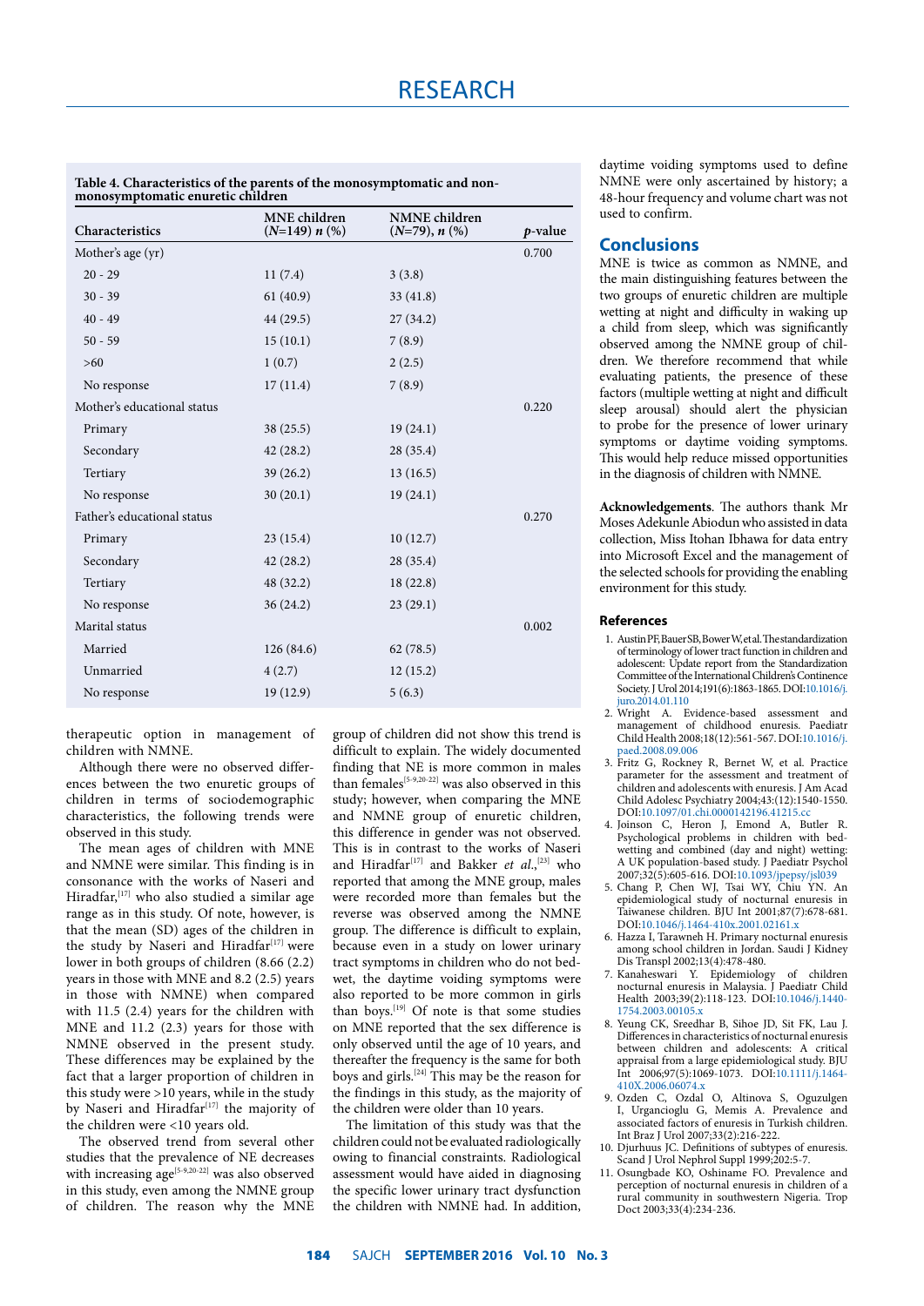**Table 4. Characteristics of the parents of the monosymptomatic and non-monosymptomatic enuretic children**

| Characteristics | MNE children ($N$=149) $n$ (%) | NMNE children ($N$=79), $n$ (%) | $p$-value |
|---|---|---|---|
| Mother's age (yr) | | | 0.700 |
| 20 - 29 | 11 (7.4) | 3 (3.8) | |
| 30 - 39 | 61 (40.9) | 33 (41.8) | |
| 40 - 49 | 44 (29.5) | 27 (34.2) | |
| 50 - 59 | 15 (10.1) | 7 (8.9) | |
| >60 | 1 (0.7) | 2 (2.5) | |
| No response | 17 (11.4) | 7 (8.9) | |
| Mother's educational status | | | 0.220 |
| Primary | 38 (25.5) | 19 (24.1) | |
| Secondary | 42 (28.2) | 28 (35.4) | |
| Tertiary | 39 (26.2) | 13 (16.5) | |
| No response | 30 (20.1) | 19 (24.1) | |
| Father's educational status | | | 0.270 |
| Primary | 23 (15.4) | 10 (12.7) | |
| Secondary | 42 (28.2) | 28 (35.4) | |
| Tertiary | 48 (32.2) | 18 (22.8) | |
| No response | 36 (24.2) | 23 (29.1) | |
| Marital status | | | 0.002 |
| Married | 126 (84.6) | 62 (78.5) | |
| Unmarried | 4 (2.7) | 12 (15.2) | |
| No response | 19 (12.9) | 5 (6.3) | |

therapeutic option in management of children with NMNE.

Although there were no observed differences between the two enuretic groups of children in terms of sociodemographic characteristics, the following trends were observed in this study.

The mean ages of children with MNE and NMNE were similar. This finding is in consonance with the works of Naseri and Hiradfar,[17] who also studied a similar age range as in this study. Of note, however, is that the mean (SD) ages of the children in the study by Naseri and Hiradfar[17] were lower in both groups of children (8.66 (2.2) years in those with MNE and 8.2 (2.5) years in those with NMNE) when compared with 11.5 (2.4) years for the children with MNE and 11.2 (2.3) years for those with NMNE observed in the present study. These differences may be explained by the fact that a larger proportion of children in this study were >10 years, while in the study by Naseri and Hiradfar[17] the majority of the children were <10 years old.

The observed trend from several other studies that the prevalence of NE decreases with increasing age[5-9,20-22] was also observed in this study, even among the NMNE group of children. The reason why the MNE group of children did not show this trend is difficult to explain. The widely documented finding that NE is more common in males than females[5-9,20-22] was also observed in this study; however, when comparing the MNE and NMNE group of enuretic children, this difference in gender was not observed. This is in contrast to the works of Naseri and Hiradfar[17] and Bakker *et al.*,[23] who reported that among the MNE group, males were recorded more than females but the reverse was observed among the NMNE group. The difference is difficult to explain, because even in a study on lower urinary tract symptoms in children who do not bed-wet, the daytime voiding symptoms were also reported to be more common in girls than boys.[19] Of note is that some studies on MNE reported that the sex difference is only observed until the age of 10 years, and thereafter the frequency is the same for both boys and girls.[24] This may be the reason for the findings in this study, as the majority of the children were older than 10 years.

The limitation of this study was that the children could not be evaluated radiologically owing to financial constraints. Radiological assessment would have aided in diagnosing the specific lower urinary tract dysfunction the children with NMNE had. In addition, daytime voiding symptoms used to define NMNE were only ascertained by history; a 48-hour frequency and volume chart was not used to confirm.

## Conclusions

MNE is twice as common as NMNE, and the main distinguishing features between the two groups of enuretic children are multiple wetting at night and difficulty in waking up a child from sleep, which was significantly observed among the NMNE group of children. We therefore recommend that while evaluating patients, the presence of these factors (multiple wetting at night and difficult sleep arousal) should alert the physician to probe for the presence of lower urinary symptoms or daytime voiding symptoms. This would help reduce missed opportunities in the diagnosis of children with NMNE.

**Acknowledgements**. The authors thank Mr Moses Adekunle Abiodun who assisted in data collection, Miss Itohan Ibhawa for data entry into Microsoft Excel and the management of the selected schools for providing the enabling environment for this study.

### References

1. Austin PF, Bauer SB, Bower W, et al. The standardization of terminology of lower tract function in children and adolescent: Update report from the Standardization Committee of the International Children's Continence Society. J Urol 2014;191(6):1863-1865. DOI:10.1016/j.juro.2014.01.110
2. Wright A. Evidence-based assessment and management of childhood enuresis. Paediatr Child Health 2008;18(12):561-567. DOI:10.1016/j.paed.2008.09.006
3. Fritz G, Rockney R, Bernet W, et al. Practice parameter for the assessment and treatment of children and adolescents with enuresis. J Am Acad Child Adolesc Psychiatry 2004;43:(12):1540-1550. DOI:10.1097/01.chi.0000142196.41215.cc
4. Joinson C, Heron J, Emond A, Butler R. Psychological problems in children with bed-wetting and combined (day and night) wetting: A UK population-based study. J Paediatr Psychol 2007;32(5):605-616. DOI:10.1093/jpepsy/jsl039
5. Chang P, Chen WJ, Tsai WY, Chiu YN. An epidemiological study of nocturnal enuresis in Taiwanese children. BJU Int 2001;87(7):678-681. DOI:10.1046/j.1464-410x.2001.02161.x
6. Hazza I, Tarawneh H. Primary nocturnal enuresis among school children in Jordan. Saudi J Kidney Dis Transpl 2002;13(4):478-480.
7. Kanaheswari Y. Epidemiology of children nocturnal enuresis in Malaysia. J Paediatr Child Health 2003;39(2):118-123. DOI:10.1046/j.1440-1754.2003.00105.x
8. Yeung CK, Sreedhar B, Sihoe JD, Sit FK, Lau J. Differences in characteristics of nocturnal enuresis between children and adolescents: A critical appraisal from a large epidemiological study. BJU Int 2006;97(5):1069-1073. DOI:10.1111/j.1464-410X.2006.06074.x
9. Ozden C, Ozdal O, Altinova S, Oguzulgen I, Urgancioglu G, Memis A. Prevalence and associated factors of enuresis in Turkish children. Int Braz J Urol 2007;33(2):216-222.
10. Djurhuus JC. Definitions of subtypes of enuresis. Scand J Urol Nephrol Suppl 1999;202:5-7.
11. Osungbade KO, Oshiname FO. Prevalence and perception of nocturnal enuresis in children of a rural community in southwestern Nigeria. Trop Doct 2003;33(4):234-236.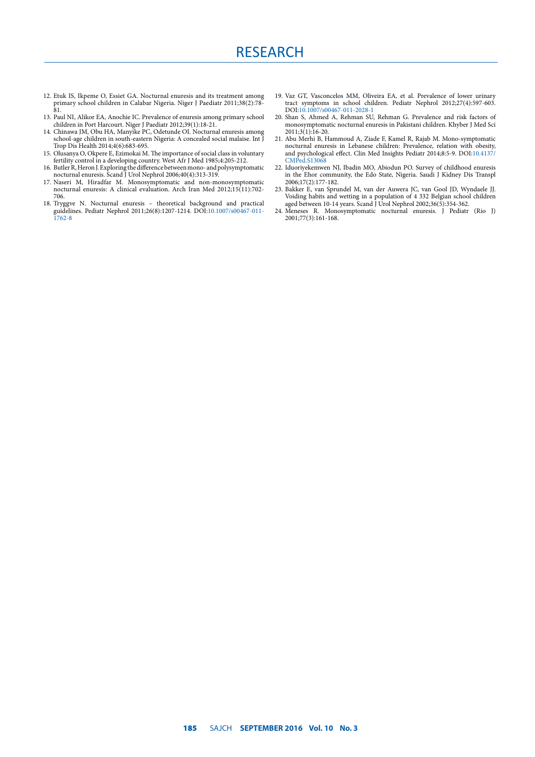12. Etuk IS, Ikpeme O, Essiet GA. Nocturnal enuresis and its treatment among primary school children in Calabar Nigeria. Niger J Paediatr 2011;38(2):78-81.
13. Paul NI, Alikor EA, Anochie IC. Prevalence of enuresis among primary school children in Port Harcourt. Niger J Paediatr 2012;39(1):18-21.
14. Chinawa JM, Obu HA, Manyike PC, Odetunde OI. Nocturnal enuresis among school-age children in south-eastern Nigeria: A concealed social malaise. Int J Trop Dis Health 2014;4(6):683-695.
15. Olusanya O, Okpere E, Ezimokai M. The importance of social class in voluntary fertility control in a developing country. West Afr J Med 1985;4:205-212.
16. Butler R, Heron J. Exploring the difference between mono- and polysymptomatic nocturnal enuresis. Scand J Urol Nephrol 2006;40(4):313-319.
17. Naseri M, Hiradfar M. Monosymptomatic and non-monosymptomatic nocturnal enuresis: A clinical evaluation. Arch Iran Med 2012;15(11):702-706.
18. Tryggve N. Nocturnal enuresis – theoretical background and practical guidelines. Pediatr Nephrol 2011;26(8):1207-1214. DOI:10.1007/s00467-011-1762-8
19. Vaz GT, Vasconcelos MM, Oliveira EA, et al. Prevalence of lower urinary tract symptoms in school children. Pediatr Nephrol 2012;27(4):597-603. DOI:10.1007/s00467-011-2028-1
20. Shan S, Ahmed A, Rehman SU, Rehman G. Prevalence and risk factors of monosymptomatic nocturnal enuresis in Pakistani children. Khyber J Med Sci 2011;3(1):16-20.
21. Abu Merhi B, Hammoud A, Ziade F, Kamel R, Rajab M. Mono-symptomatic nocturnal enuresis in Lebanese children: Prevalence, relation with obesity, and psychological effect. Clin Med Insights Pediatr 2014;8:5-9. DOI:10.4137/CMPed.S13068
22. Iduoriyekemwen NJ, Ibadin MO, Abiodun PO. Survey of childhood enuresis in the Ehor community, the Edo State, Nigeria. Saudi J Kidney Dis Transpl 2006;17(2):177-182.
23. Bakker E, van Sprundel M, van der Auwera JC, van Gool JD, Wyndaele JJ. Voiding habits and wetting in a population of 4 332 Belgian school children aged between 10-14 years. Scand J Urol Nephrol 2002;36(5):354-362.
24. Meneses R. Monosymptomatic nocturnal enuresis. J Pediatr (Rio J) 2001;77(3):161-168.